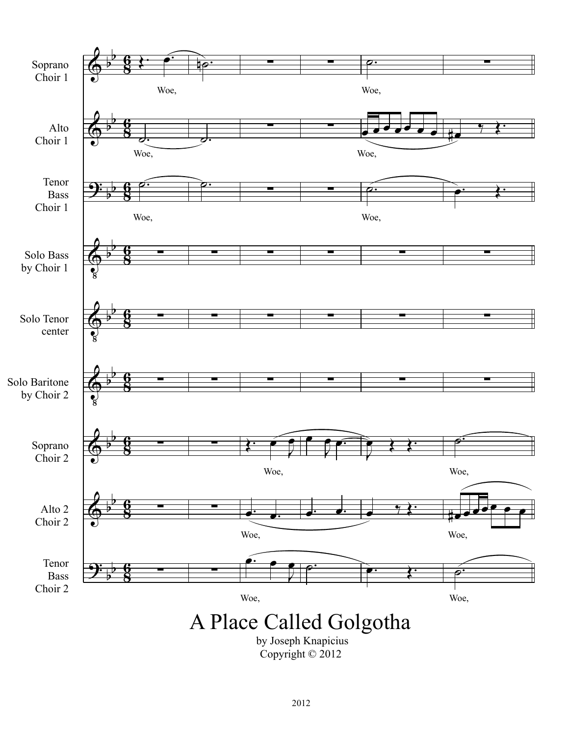# A Place Called Golgotha

by Joseph Knapicius

Copyright © 2012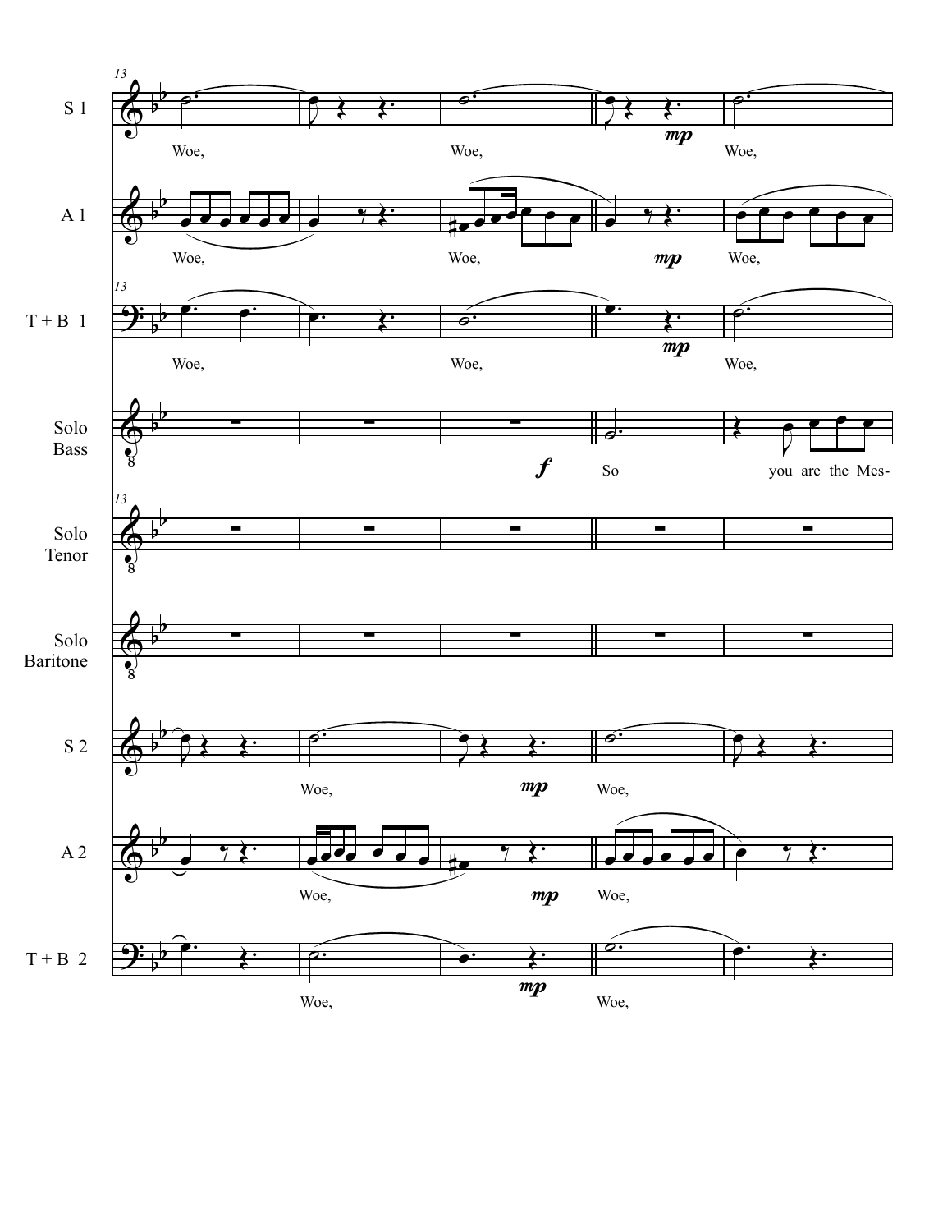13

S 1

Woe, Woe, *mp* Woe,

A 1

Woe, Woe, *mp* Woe,

T + B 1

Woe, Woe, *mp* Woe,

Solo Bass

*f* So you are the Mes-

Solo Tenor

Solo Baritone

S 2

Woe, *mp* Woe,

A 2

Woe, *mp* Woe,

T + B 2

Woe, *mp* Woe,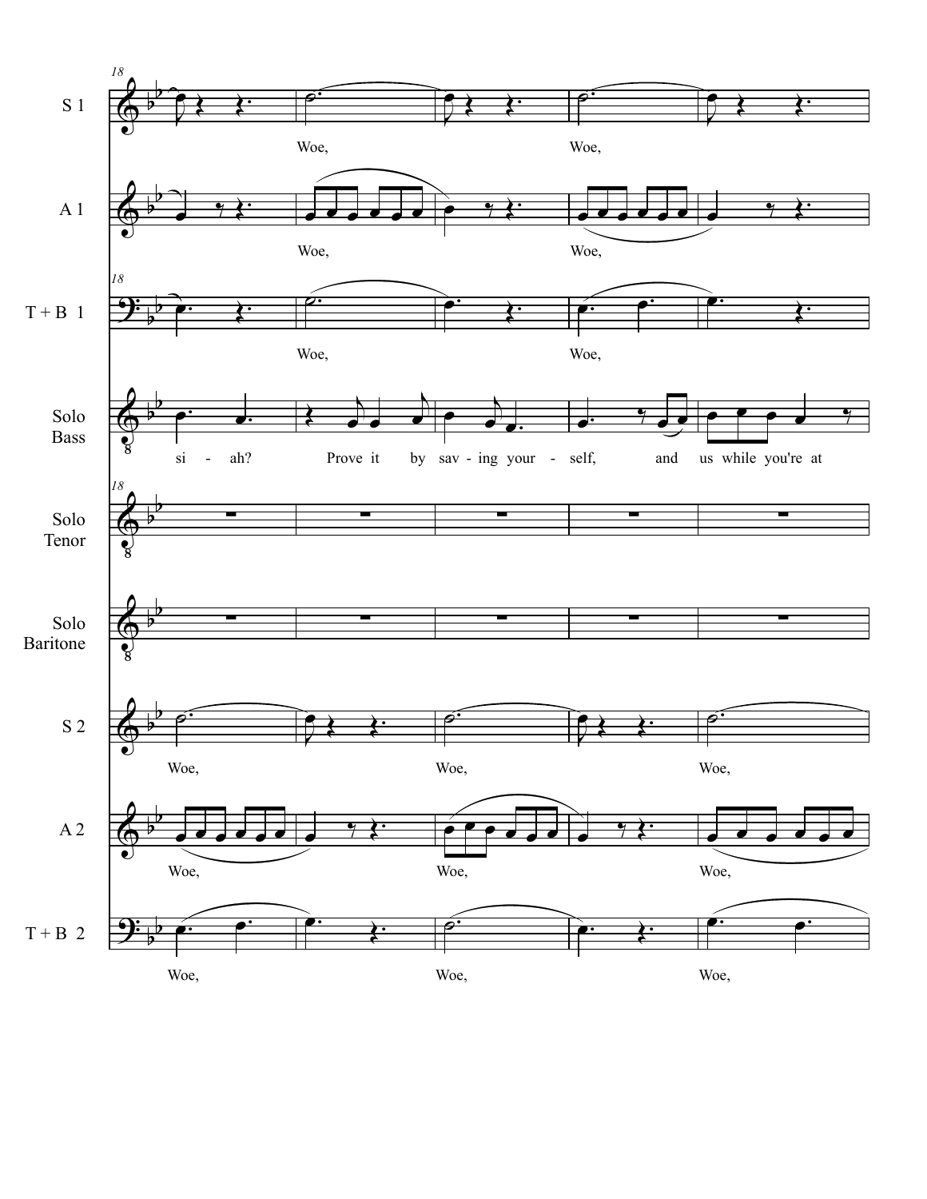18

S 1

Woe, Woe,

A 1

Woe, Woe,

T + B 1

Woe, Woe,

Solo Bass

si - ah? Prove it by sav - ing your - self, and us while you're at

Solo Tenor

Solo Baritone

S 2

Woe, Woe, Woe,

A 2

Woe, Woe, Woe,

T + B 2

Woe, Woe, Woe,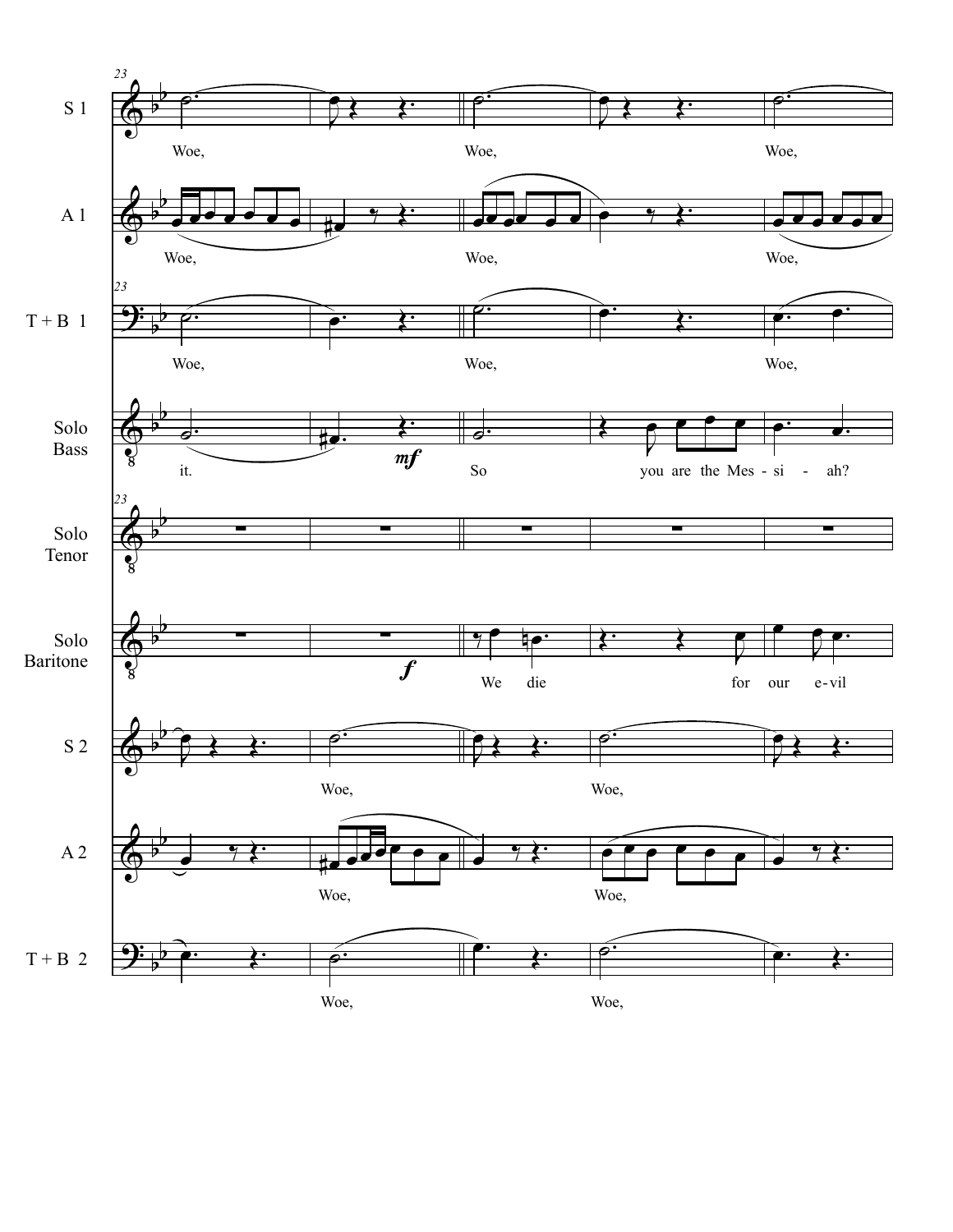23

**S 1**

Woe, Woe, Woe,

**A 1**

Woe, Woe, Woe,

**T + B 1**

Woe, Woe, Woe,

**Solo Bass**

it. *mf* So you are the Mes - si - ah?

**Solo Tenor**

**Solo Baritone**

*f* We die for our e-vil

**S 2**

Woe, Woe,

**A 2**

Woe, Woe,

**T + B 2**

Woe, Woe,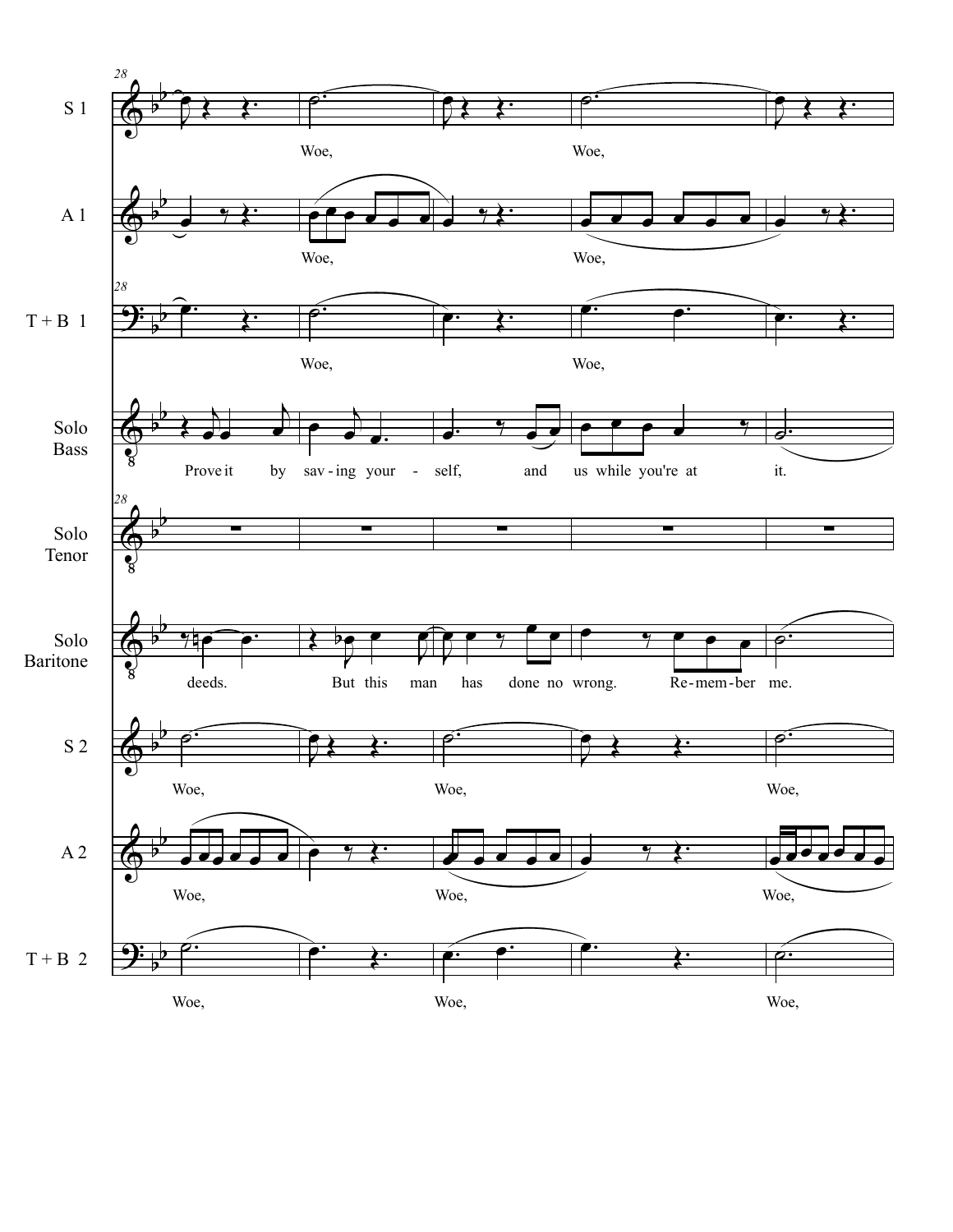28

**S 1**
Woe, Woe,

**A 1**
Woe, Woe,

**T + B 1**
Woe, Woe,

**Solo Bass**
Prove it by sav - ing your - self, and us while you're at it.

**Solo Tenor**

**Solo Baritone**
deeds. But this man has done no wrong. Re-mem-ber me.

**S 2**
Woe, Woe, Woe,

**A 2**
Woe, Woe, Woe,

**T + B 2**
Woe, Woe, Woe,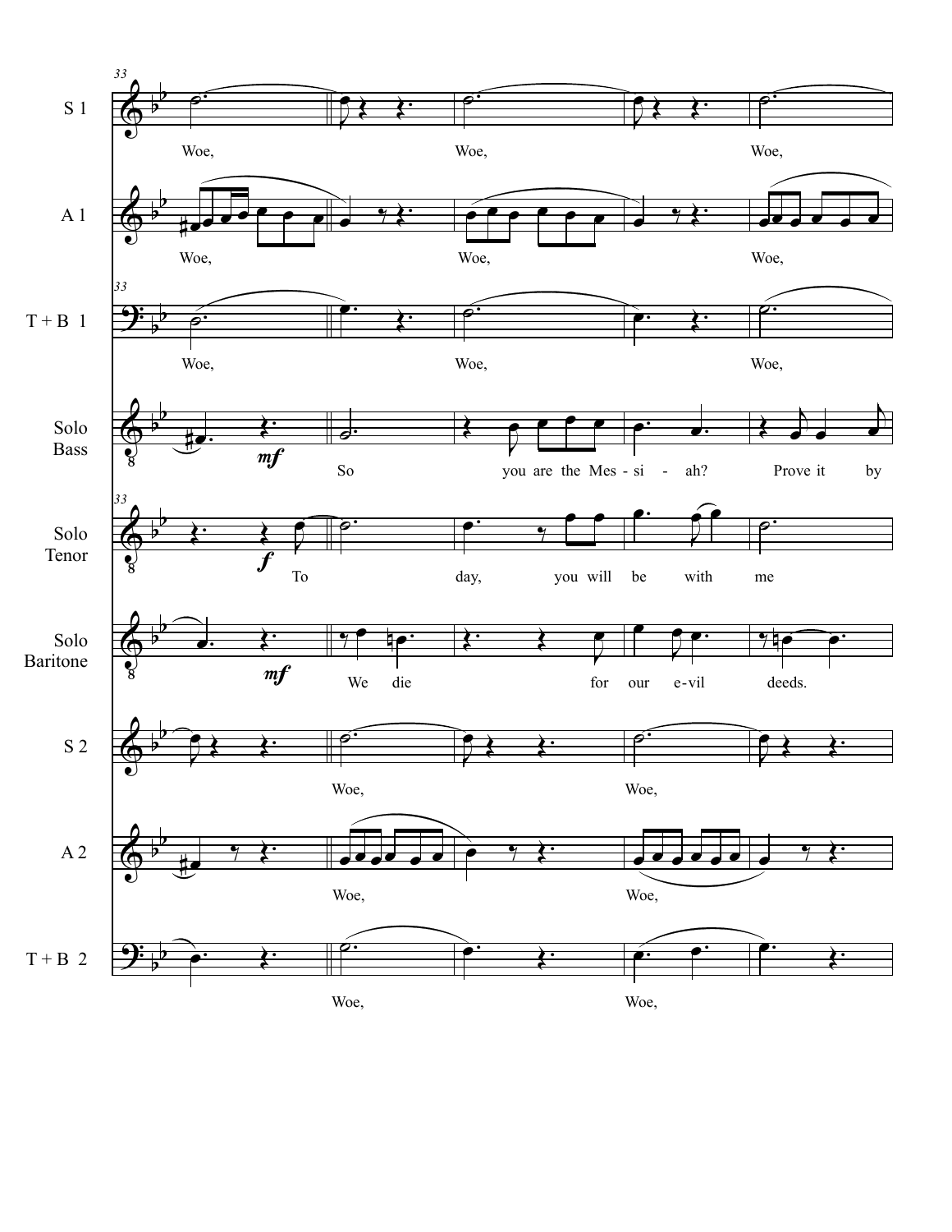33

**S 1**
Woe, Woe, Woe,

**A 1**
Woe, Woe, Woe,

**T + B 1**
Woe, Woe, Woe,

**Solo Bass**
*mf*
So you are the Mes - si - ah? Prove it by

**Solo Tenor**
*f*
To day, you will be with me

**Solo Baritone**
*mf*
We die for our e-vil deeds.

**S 2**
Woe, Woe,

**A 2**
Woe, Woe,

**T + B 2**
Woe, Woe,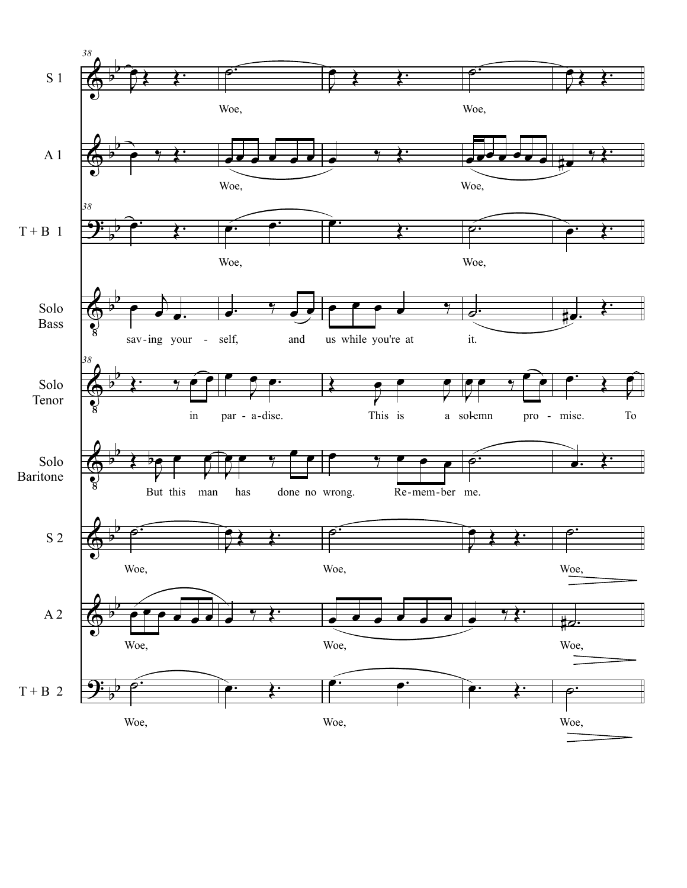38

**S 1**
Woe, Woe,

**A 1**
Woe, Woe,

**T + B 1**
Woe, Woe,

**Solo Bass**
sav - ing your - self, and us while you're at it.

**Solo Tenor**
in par - a - dise. This is a sol - emn pro - mise. To

**Solo Baritone**
But this man has done no wrong. Re - mem - ber me.

**S 2**
Woe, Woe, Woe,

**A 2**
Woe, Woe, Woe,

**T + B 2**
Woe, Woe, Woe,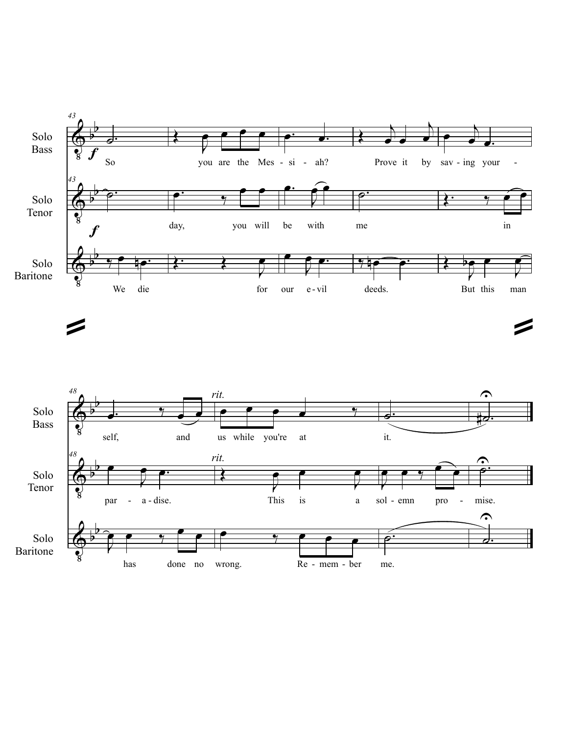43

Solo Bass

*f*

So you are the Mes - si - ah? Prove it by sav - ing your - self, and us while you're at it.

Solo Tenor

*f*

day, you will be with me in par - a - dise. This is a sol - emn pro - mise.

Solo Baritone

We die for our e - vil deeds. But this man has done no wrong. Re - mem - ber me.

48

*rit.*